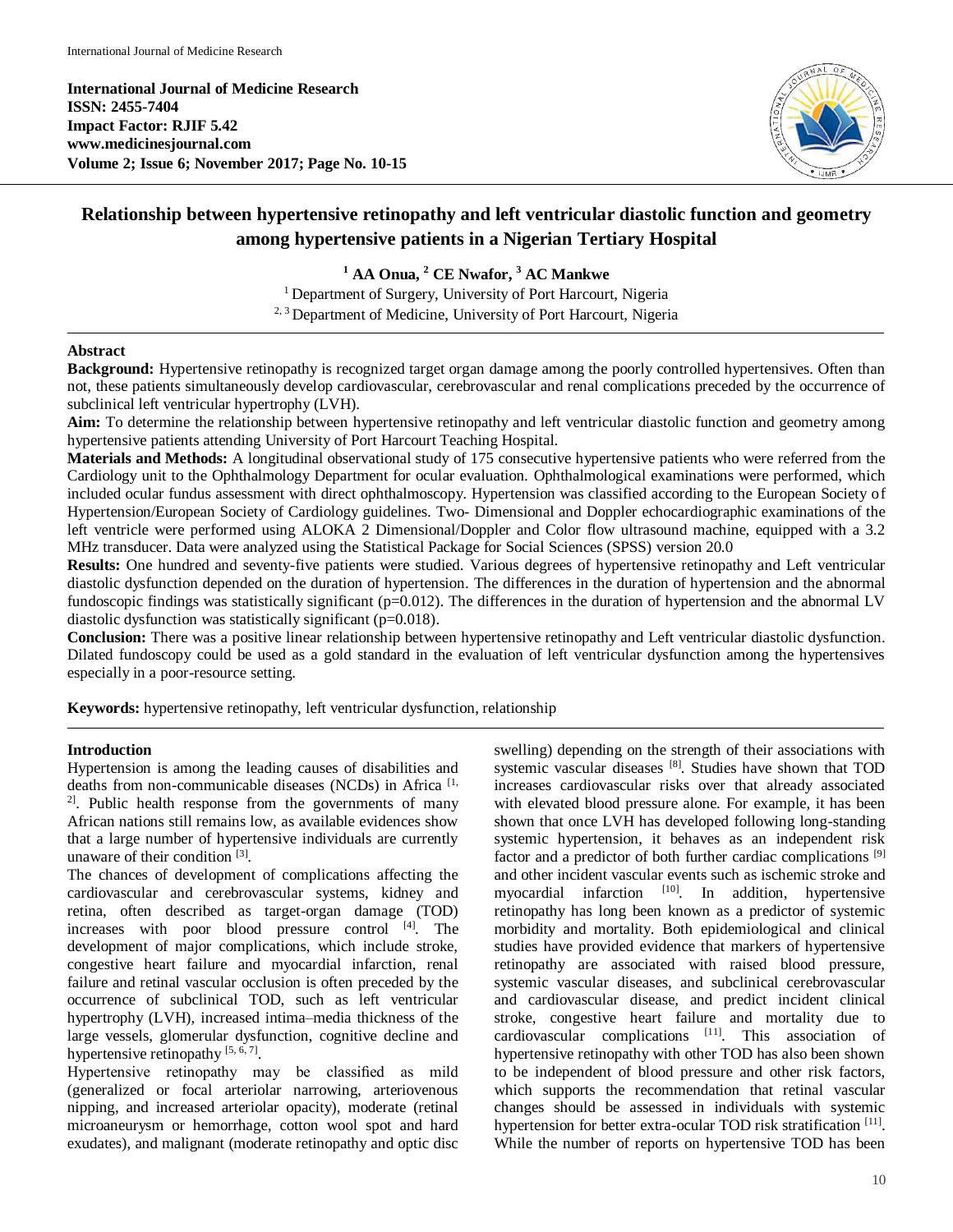International Journal of Medicine Research
**ISSN: 2455-7404**
**Impact Factor: RJIF 5.42**
**www.medicinesjournal.com**
**Volume 2; Issue 6; November 2017; Page No. 10-15**

# Relationship between hypertensive retinopathy and left ventricular diastolic function and geometry among hypertensive patients in a Nigerian Tertiary Hospital

**[1] AA Onua, [2] CE Nwafor, [3] AC Mankwe**

[1] Department of Surgery, University of Port Harcourt, Nigeria
[2, 3] Department of Medicine, University of Port Harcourt, Nigeria

## Abstract

**Background:** Hypertensive retinopathy is recognized target organ damage among the poorly controlled hypertensives. Often than not, these patients simultaneously develop cardiovascular, cerebrovascular and renal complications preceded by the occurrence of subclinical left ventricular hypertrophy (LVH).

**Aim:** To determine the relationship between hypertensive retinopathy and left ventricular diastolic function and geometry among hypertensive patients attending University of Port Harcourt Teaching Hospital.

**Materials and Methods:** A longitudinal observational study of 175 consecutive hypertensive patients who were referred from the Cardiology unit to the Ophthalmology Department for ocular evaluation. Ophthalmological examinations were performed, which included ocular fundus assessment with direct ophthalmoscopy. Hypertension was classified according to the European Society of Hypertension/European Society of Cardiology guidelines. Two- Dimensional and Doppler echocardiographic examinations of the left ventricle were performed using ALOKA 2 Dimensional/Doppler and Color flow ultrasound machine, equipped with a 3.2 MHz transducer. Data were analyzed using the Statistical Package for Social Sciences (SPSS) version 20.0

**Results:** One hundred and seventy-five patients were studied. Various degrees of hypertensive retinopathy and Left ventricular diastolic dysfunction depended on the duration of hypertension. The differences in the duration of hypertension and the abnormal fundoscopic findings was statistically significant ($p=0.012$). The differences in the duration of hypertension and the abnormal LV diastolic dysfunction was statistically significant ($p=0.018$).

**Conclusion:** There was a positive linear relationship between hypertensive retinopathy and Left ventricular diastolic dysfunction. Dilated fundoscopy could be used as a gold standard in the evaluation of left ventricular dysfunction among the hypertensives especially in a poor-resource setting.

**Keywords:** hypertensive retinopathy, left ventricular dysfunction, relationship

## Introduction

Hypertension is among the leading causes of disabilities and deaths from non-communicable diseases (NCDs) in Africa [1, 2]. Public health response from the governments of many African nations still remains low, as available evidences show that a large number of hypertensive individuals are currently unaware of their condition [3].

The chances of development of complications affecting the cardiovascular and cerebrovascular systems, kidney and retina, often described as target-organ damage (TOD) increases with poor blood pressure control [4]. The development of major complications, which include stroke, congestive heart failure and myocardial infarction, renal failure and retinal vascular occlusion is often preceded by the occurrence of subclinical TOD, such as left ventricular hypertrophy (LVH), increased intima–media thickness of the large vessels, glomerular dysfunction, cognitive decline and hypertensive retinopathy [5, 6, 7].

Hypertensive retinopathy may be classified as mild (generalized or focal arteriolar narrowing, arteriovenous nipping, and increased arteriolar opacity), moderate (retinal microaneurysm or hemorrhage, cotton wool spot and hard exudates), and malignant (moderate retinopathy and optic disc swelling) depending on the strength of their associations with systemic vascular diseases [8]. Studies have shown that TOD increases cardiovascular risks over that already associated with elevated blood pressure alone. For example, it has been shown that once LVH has developed following long-standing systemic hypertension, it behaves as an independent risk factor and a predictor of both further cardiac complications [9] and other incident vascular events such as ischemic stroke and myocardial infarction [10]. In addition, hypertensive retinopathy has long been known as a predictor of systemic morbidity and mortality. Both epidemiological and clinical studies have provided evidence that markers of hypertensive retinopathy are associated with raised blood pressure, systemic vascular diseases, and subclinical cerebrovascular and cardiovascular disease, and predict incident clinical stroke, congestive heart failure and mortality due to cardiovascular complications [11]. This association of hypertensive retinopathy with other TOD has also been shown to be independent of blood pressure and other risk factors, which supports the recommendation that retinal vascular changes should be assessed in individuals with systemic hypertension for better extra-ocular TOD risk stratification [11]. While the number of reports on hypertensive TOD has been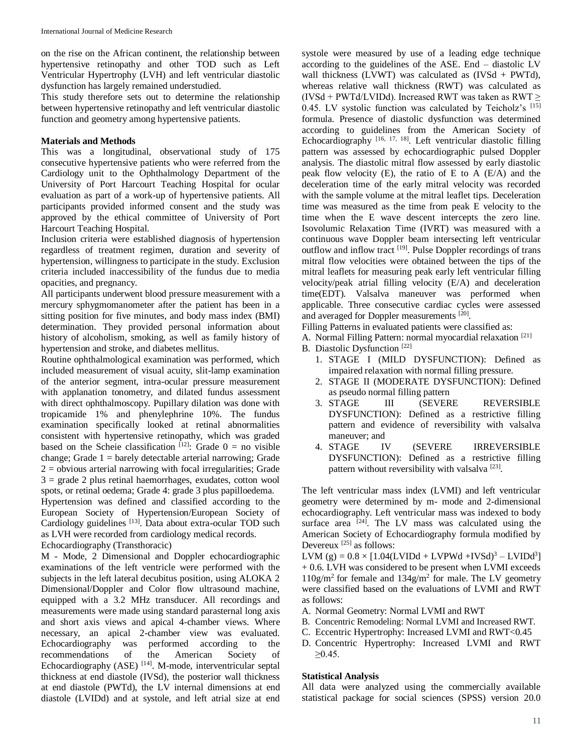on the rise on the African continent, the relationship between hypertensive retinopathy and other TOD such as Left Ventricular Hypertrophy (LVH) and left ventricular diastolic dysfunction has largely remained understudied.

This study therefore sets out to determine the relationship between hypertensive retinopathy and left ventricular diastolic function and geometry among hypertensive patients.

## Materials and Methods

This was a longitudinal, observational study of 175 consecutive hypertensive patients who were referred from the Cardiology unit to the Ophthalmology Department of the University of Port Harcourt Teaching Hospital for ocular evaluation as part of a work-up of hypertensive patients. All participants provided informed consent and the study was approved by the ethical committee of University of Port Harcourt Teaching Hospital.

Inclusion criteria were established diagnosis of hypertension regardless of treatment regimen, duration and severity of hypertension, willingness to participate in the study. Exclusion criteria included inaccessibility of the fundus due to media opacities, and pregnancy.

All participants underwent blood pressure measurement with a mercury sphygmomanometer after the patient has been in a sitting position for five minutes, and body mass index (BMI) determination. They provided personal information about history of alcoholism, smoking, as well as family history of hypertension and stroke, and diabetes mellitus.

Routine ophthalmological examination was performed, which included measurement of visual acuity, slit-lamp examination of the anterior segment, intra-ocular pressure measurement with applanation tonometry, and dilated fundus assessment with direct ophthalmoscopy. Pupillary dilation was done with tropicamide 1% and phenylephrine 10%. The fundus examination specifically looked at retinal abnormalities consistent with hypertensive retinopathy, which was graded based on the Scheie classification [12]: Grade 0 = no visible change; Grade 1 = barely detectable arterial narrowing; Grade 2 = obvious arterial narrowing with focal irregularities; Grade 3 = grade 2 plus retinal haemorrhages, exudates, cotton wool spots, or retinal oedema; Grade 4: grade 3 plus papilloedema.

Hypertension was defined and classified according to the European Society of Hypertension/European Society of Cardiology guidelines [13]. Data about extra-ocular TOD such as LVH were recorded from cardiology medical records.

Echocardiography (Transthoracic)

M - Mode, 2 Dimensional and Doppler echocardiographic examinations of the left ventricle were performed with the subjects in the left lateral decubitus position, using ALOKA 2 Dimensional/Doppler and Color flow ultrasound machine, equipped with a 3.2 MHz transducer. All recordings and measurements were made using standard parasternal long axis and short axis views and apical 4-chamber views. Where necessary, an apical 2-chamber view was evaluated. Echocardiography was performed according to the recommendations of the American Society of Echocardiography (ASE) [14]. M-mode, interventricular septal thickness at end diastole (IVSd), the posterior wall thickness at end diastole (PWTd), the LV internal dimensions at end diastole (LVIDd) and at systole, and left atrial size at end systole were measured by use of a leading edge technique according to the guidelines of the ASE. End – diastolic LV wall thickness (LVWT) was calculated as (IVSd + PWTd), whereas relative wall thickness (RWT) was calculated as (IVSd + PWTd/LVIDd). Increased RWT was taken as RWT $\geq$ 0.45. LV systolic function was calculated by Teicholz's [15] formula. Presence of diastolic dysfunction was determined according to guidelines from the American Society of Echocardiography [16, 17, 18]. Left ventricular diastolic filling pattern was assessed by echocardiographic pulsed Doppler analysis. The diastolic mitral flow assessed by early diastolic peak flow velocity (E), the ratio of E to A (E/A) and the deceleration time of the early mitral velocity was recorded with the sample volume at the mitral leaflet tips. Deceleration time was measured as the time from peak E velocity to the time when the E wave descent intercepts the zero line. Isovolumic Relaxation Time (IVRT) was measured with a continuous wave Doppler beam intersecting left ventricular outflow and inflow tract [19]. Pulse Doppler recordings of trans mitral flow velocities were obtained between the tips of the mitral leaflets for measuring peak early left ventricular filling velocity/peak atrial filling velocity (E/A) and deceleration time(EDT). Valsalva maneuver was performed when applicable. Three consecutive cardiac cycles were assessed and averaged for Doppler measurements [20].

Filling Patterns in evaluated patients were classified as:

A. Normal Filling Pattern: normal myocardial relaxation [21]
B. Diastolic Dysfunction [22]
   1. STAGE I (MILD DYSFUNCTION): Defined as impaired relaxation with normal filling pressure.
   2. STAGE II (MODERATE DYSFUNCTION): Defined as pseudo normal filling pattern
   3. STAGE III (SEVERE REVERSIBLE DYSFUNCTION): Defined as a restrictive filling pattern and evidence of reversibility with valsalva maneuver; and
   4. STAGE IV (SEVERE IRREVERSIBLE DYSFUNCTION): Defined as a restrictive filling pattern without reversibility with valsalva [23].

The left ventricular mass index (LVMI) and left ventricular geometry were determined by m- mode and 2-dimensional echocardiography. Left ventricular mass was indexed to body surface area [24]. The LV mass was calculated using the American Society of Echocardiography formula modified by Devereux [25] as follows:

$$LVM\ (g) = 0.8 \times [1.04(LVIDd + LVPWd + IVSd)^3 - LVIDd^3] + 0.6$$

LVH was considered to be present when LVMI exceeds $110 g/m^2$ for female and $134 g/m^2$ for male. The LV geometry were classified based on the evaluations of LVMI and RWT as follows:

A. Normal Geometry: Normal LVMI and RWT
B. Concentric Remodeling: Normal LVMI and Increased RWT.
C. Eccentric Hypertrophy: Increased LVMI and RWT<0.45
D. Concentric Hypertrophy: Increased LVMI and RWT $\geq$0.45.

## Statistical Analysis

All data were analyzed using the commercially available statistical package for social sciences (SPSS) version 20.0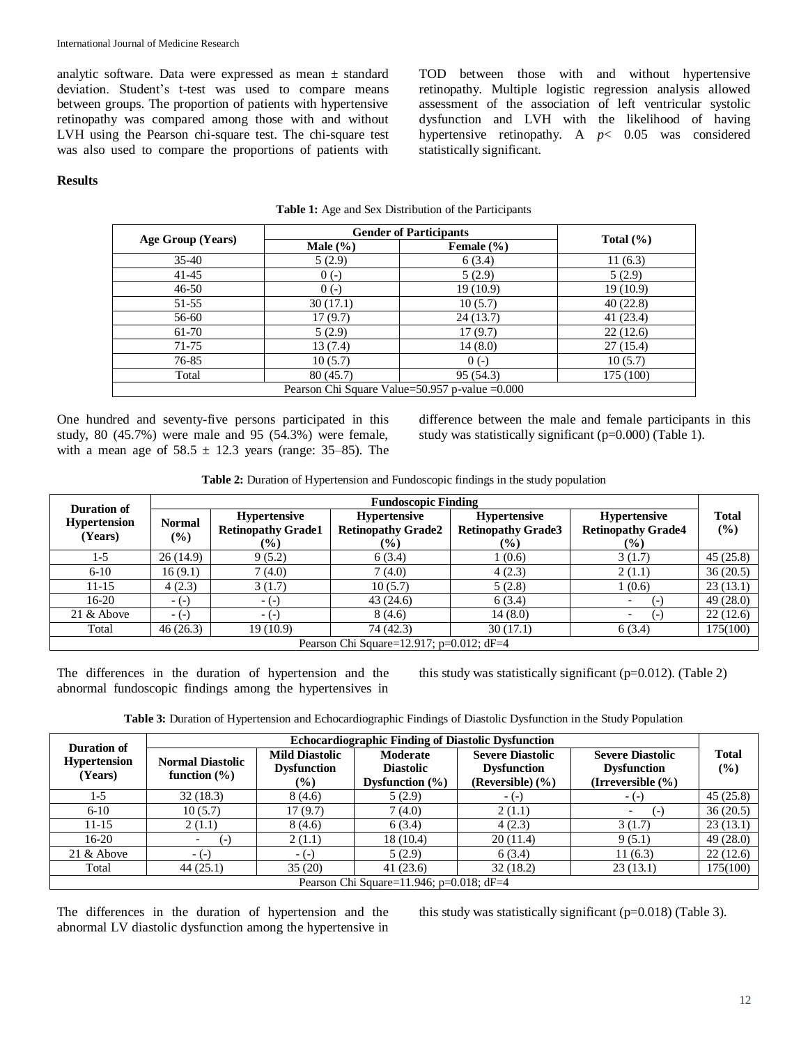analytic software. Data were expressed as mean ± standard deviation. Student's t-test was used to compare means between groups. The proportion of patients with hypertensive retinopathy was compared among those with and without LVH using the Pearson chi-square test. The chi-square test was also used to compare the proportions of patients with TOD between those with and without hypertensive retinopathy. Multiple logistic regression analysis allowed assessment of the association of left ventricular systolic dysfunction and LVH with the likelihood of having hypertensive retinopathy. A $p < 0.05$ was considered statistically significant.

**Results**

**Table 1:** Age and Sex Distribution of the Participants

| Age Group (Years) | Gender of Participants | | Total (%) |
|---|---|---|---|
| | Male (%) | Female (%) | |
| 35-40 | 5 (2.9) | 6 (3.4) | 11 (6.3) |
| 41-45 | 0 (-) | 5 (2.9) | 5 (2.9) |
| 46-50 | 0 (-) | 19 (10.9) | 19 (10.9) |
| 51-55 | 30 (17.1) | 10 (5.7) | 40 (22.8) |
| 56-60 | 17 (9.7) | 24 (13.7) | 41 (23.4) |
| 61-70 | 5 (2.9) | 17 (9.7) | 22 (12.6) |
| 71-75 | 13 (7.4) | 14 (8.0) | 27 (15.4) |
| 76-85 | 10 (5.7) | 0 (-) | 10 (5.7) |
| Total | 80 (45.7) | 95 (54.3) | 175 (100) |
| Pearson Chi Square Value=50.957 p-value =0.000 | | | |

One hundred and seventy-five persons participated in this study, 80 (45.7%) were male and 95 (54.3%) were female, with a mean age of 58.5 ± 12.3 years (range: 35–85). The difference between the male and female participants in this study was statistically significant (p=0.000) (Table 1).

**Table 2:** Duration of Hypertension and Fundoscopic findings in the study population

| Duration of Hypertension (Years) | Fundoscopic Finding | | | | | Total (%) |
|---|---|---|---|---|---|---|
| | Normal (%) | Hypertensive Retinopathy Grade1 (%) | Hypertensive Retinopathy Grade2 (%) | Hypertensive Retinopathy Grade3 (%) | Hypertensive Retinopathy Grade4 (%) | |
| 1-5 | 26 (14.9) | 9 (5.2) | 6 (3.4) | 1 (0.6) | 3 (1.7) | 45 (25.8) |
| 6-10 | 16 (9.1) | 7 (4.0) | 7 (4.0) | 4 (2.3) | 2 (1.1) | 36 (20.5) |
| 11-15 | 4 (2.3) | 3 (1.7) | 10 (5.7) | 5 (2.8) | 1 (0.6) | 23 (13.1) |
| 16-20 | - (-) | - (-) | 43 (24.6) | 6 (3.4) | - (-) | 49 (28.0) |
| 21 & Above | - (-) | - (-) | 8 (4.6) | 14 (8.0) | - (-) | 22 (12.6) |
| Total | 46 (26.3) | 19 (10.9) | 74 (42.3) | 30 (17.1) | 6 (3.4) | 175(100) |
| Pearson Chi Square=12.917; p=0.012; dF=4 | | | | | | |

The differences in the duration of hypertension and the abnormal fundoscopic findings among the hypertensives in this study was statistically significant (p=0.012). (Table 2)

**Table 3:** Duration of Hypertension and Echocardiographic Findings of Diastolic Dysfunction in the Study Population

| Duration of Hypertension (Years) | Echocardiographic Finding of Diastolic Dysfunction | | | | | Total (%) |
|---|---|---|---|---|---|---|
| | Normal Diastolic function (%) | Mild Diastolic Dysfunction (%) | Moderate Diastolic Dysfunction (%) | Severe Diastolic Dysfunction (Reversible) (%) | Severe Diastolic Dysfunction (Irreversible (%) | |
| 1-5 | 32 (18.3) | 8 (4.6) | 5 (2.9) | - (-) | - (-) | 45 (25.8) |
| 6-10 | 10 (5.7) | 17 (9.7) | 7 (4.0) | 2 (1.1) | - (-) | 36 (20.5) |
| 11-15 | 2 (1.1) | 8 (4.6) | 6 (3.4) | 4 (2.3) | 3 (1.7) | 23 (13.1) |
| 16-20 | - (-) | 2 (1.1) | 18 (10.4) | 20 (11.4) | 9 (5.1) | 49 (28.0) |
| 21 & Above | - (-) | - (-) | 5 (2.9) | 6 (3.4) | 11 (6.3) | 22 (12.6) |
| Total | 44 (25.1) | 35 (20) | 41 (23.6) | 32 (18.2) | 23 (13.1) | 175(100) |
| Pearson Chi Square=11.946; p=0.018; dF=4 | | | | | | |

The differences in the duration of hypertension and the abnormal LV diastolic dysfunction among the hypertensive in this study was statistically significant (p=0.018) (Table 3).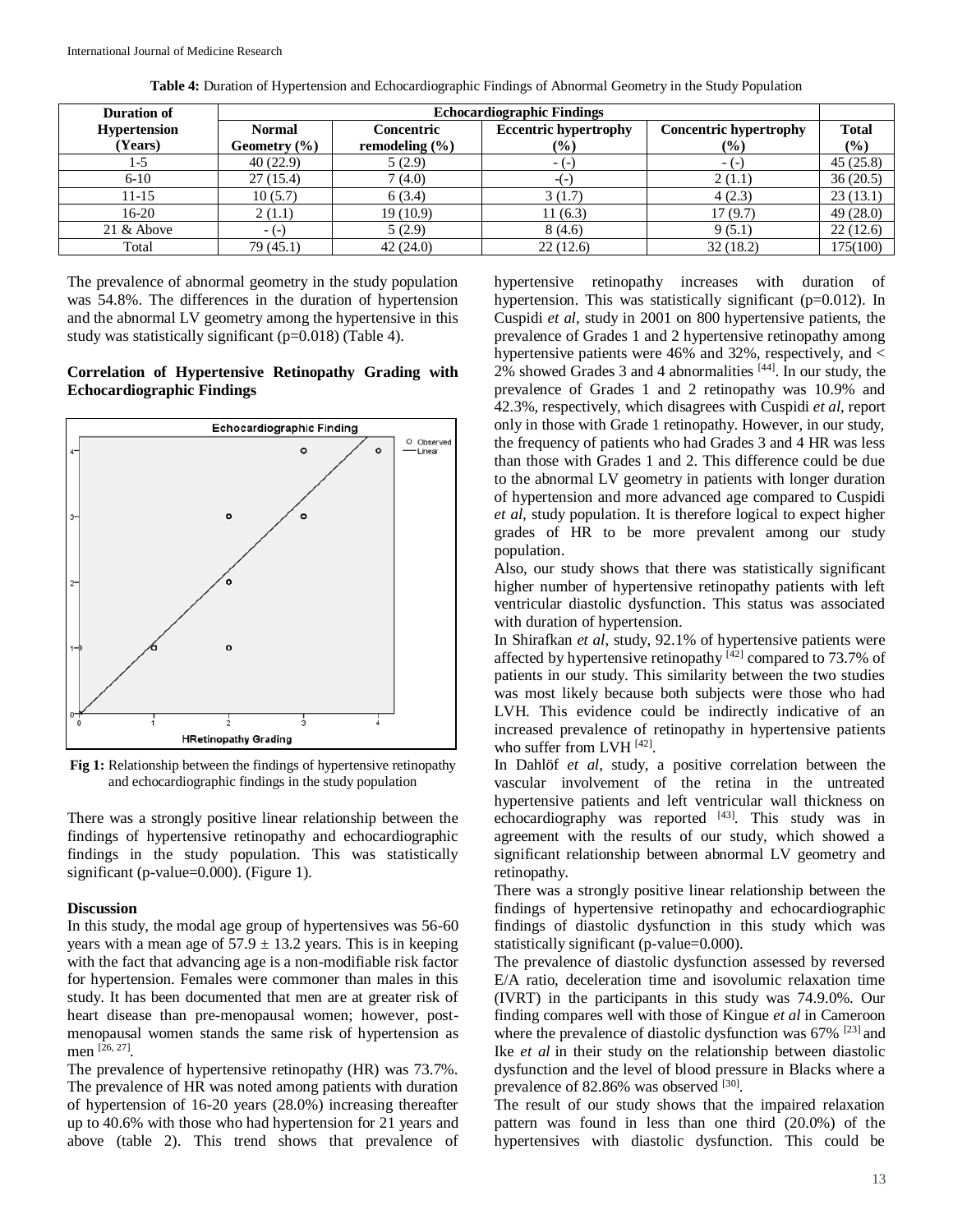**Table 4:** Duration of Hypertension and Echocardiographic Findings of Abnormal Geometry in the Study Population

| Duration of Hypertension (Years) | Echocardiographic Findings | | | | |
|---|---|---|---|---|---|
| | Normal Geometry (%) | Concentric remodeling (%) | Eccentric hypertrophy (%) | Concentric hypertrophy (%) | Total (%) |
| 1-5 | 40 (22.9) | 5 (2.9) | - (-) | - (-) | 45 (25.8) |
| 6-10 | 27 (15.4) | 7 (4.0) | -(-) | 2 (1.1) | 36 (20.5) |
| 11-15 | 10 (5.7) | 6 (3.4) | 3 (1.7) | 4 (2.3) | 23 (13.1) |
| 16-20 | 2 (1.1) | 19 (10.9) | 11 (6.3) | 17 (9.7) | 49 (28.0) |
| 21 & Above | - (-) | 5 (2.9) | 8 (4.6) | 9 (5.1) | 22 (12.6) |
| Total | 79 (45.1) | 42 (24.0) | 22 (12.6) | 32 (18.2) | 175(100) |

The prevalence of abnormal geometry in the study population was 54.8%. The differences in the duration of hypertension and the abnormal LV geometry among the hypertensive in this study was statistically significant (p=0.018) (Table 4).

### Correlation of Hypertensive Retinopathy Grading with Echocardiographic Findings

Echocardiographic Finding

Observed
Linear

0
1
2
3
4

HRetinopathy Grading

**Fig 1:** Relationship between the findings of hypertensive retinopathy and echocardiographic findings in the study population

There was a strongly positive linear relationship between the findings of hypertensive retinopathy and echocardiographic findings in the study population. This was statistically significant (p-value=0.000). (Figure 1).

### Discussion

In this study, the modal age group of hypertensives was 56-60 years with a mean age of 57.9 ± 13.2 years. This is in keeping with the fact that advancing age is a non-modifiable risk factor for hypertension. Females were commoner than males in this study. It has been documented that men are at greater risk of heart disease than pre-menopausal women; however, post-menopausal women stands the same risk of hypertension as men [26, 27].

The prevalence of hypertensive retinopathy (HR) was 73.7%. The prevalence of HR was noted among patients with duration of hypertension of 16-20 years (28.0%) increasing thereafter up to 40.6% with those who had hypertension for 21 years and above (table 2). This trend shows that prevalence of hypertensive retinopathy increases with duration of hypertension. This was statistically significant (p=0.012). In Cuspidi *et al*, study in 2001 on 800 hypertensive patients, the prevalence of Grades 1 and 2 hypertensive retinopathy among hypertensive patients were 46% and 32%, respectively, and < 2% showed Grades 3 and 4 abnormalities [44]. In our study, the prevalence of Grades 1 and 2 retinopathy was 10.9% and 42.3%, respectively, which disagrees with Cuspidi *et al*, report only in those with Grade 1 retinopathy. However, in our study, the frequency of patients who had Grades 3 and 4 HR was less than those with Grades 1 and 2. This difference could be due to the abnormal LV geometry in patients with longer duration of hypertension and more advanced age compared to Cuspidi *et al*, study population. It is therefore logical to expect higher grades of HR to be more prevalent among our study population.

Also, our study shows that there was statistically significant higher number of hypertensive retinopathy patients with left ventricular diastolic dysfunction. This status was associated with duration of hypertension.

In Shirafkan *et al*, study, 92.1% of hypertensive patients were affected by hypertensive retinopathy [42] compared to 73.7% of patients in our study. This similarity between the two studies was most likely because both subjects were those who had LVH. This evidence could be indirectly indicative of an increased prevalence of retinopathy in hypertensive patients who suffer from LVH [42].

In Dahlöf *et al*, study, a positive correlation between the vascular involvement of the retina in the untreated hypertensive patients and left ventricular wall thickness on echocardiography was reported [43]. This study was in agreement with the results of our study, which showed a significant relationship between abnormal LV geometry and retinopathy.

There was a strongly positive linear relationship between the findings of hypertensive retinopathy and echocardiographic findings of diastolic dysfunction in this study which was statistically significant (p-value=0.000).

The prevalence of diastolic dysfunction assessed by reversed E/A ratio, deceleration time and isovolumic relaxation time (IVRT) in the participants in this study was 74.9.0%. Our finding compares well with those of Kingue *et al* in Cameroon where the prevalence of diastolic dysfunction was 67% [23] and Ike *et al* in their study on the relationship between diastolic dysfunction and the level of blood pressure in Blacks where a prevalence of 82.86% was observed [30].

The result of our study shows that the impaired relaxation pattern was found in less than one third (20.0%) of the hypertensives with diastolic dysfunction. This could be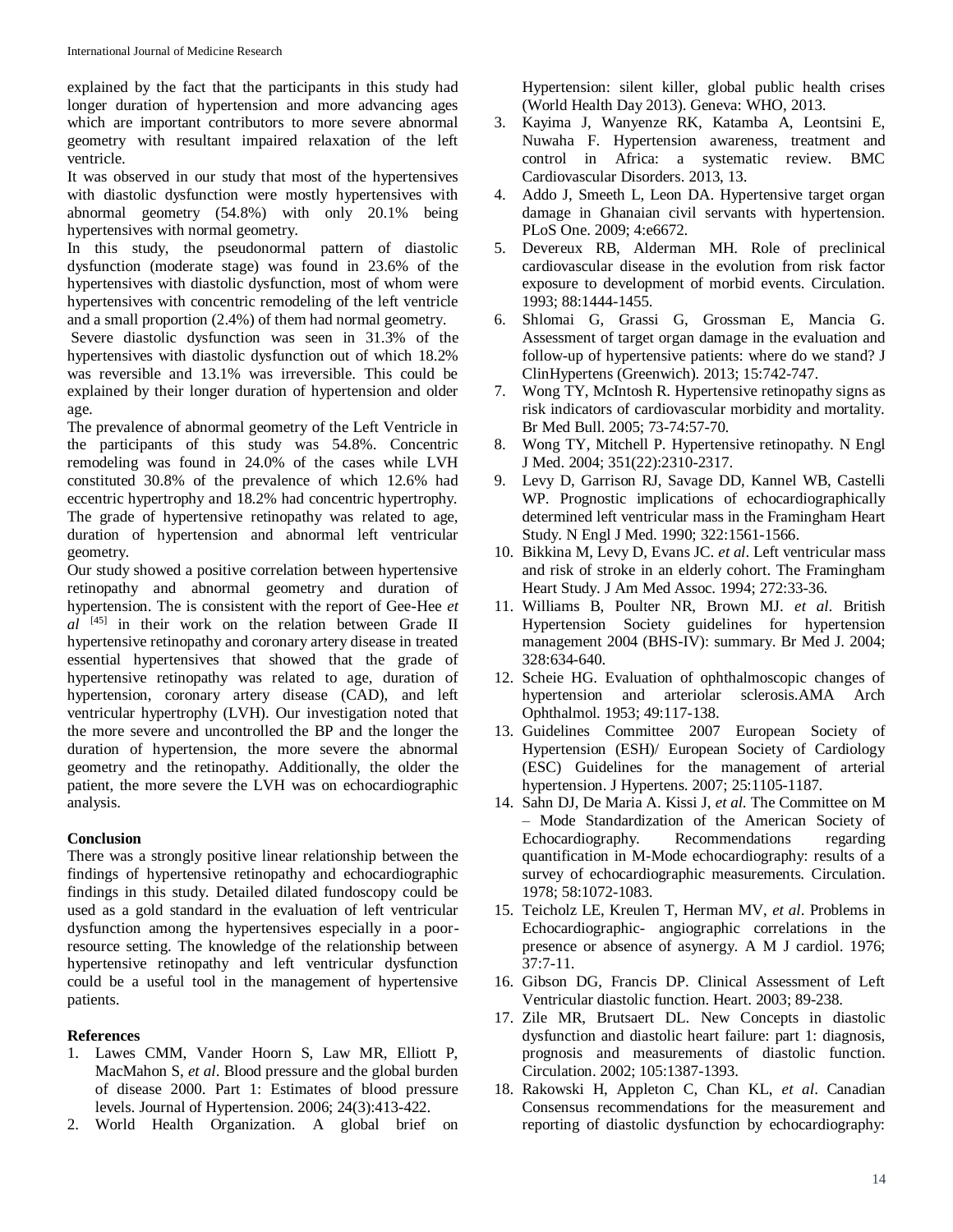explained by the fact that the participants in this study had longer duration of hypertension and more advancing ages which are important contributors to more severe abnormal geometry with resultant impaired relaxation of the left ventricle.

It was observed in our study that most of the hypertensives with diastolic dysfunction were mostly hypertensives with abnormal geometry (54.8%) with only 20.1% being hypertensives with normal geometry.

In this study, the pseudonormal pattern of diastolic dysfunction (moderate stage) was found in 23.6% of the hypertensives with diastolic dysfunction, most of whom were hypertensives with concentric remodeling of the left ventricle and a small proportion (2.4%) of them had normal geometry.

Severe diastolic dysfunction was seen in 31.3% of the hypertensives with diastolic dysfunction out of which 18.2% was reversible and 13.1% was irreversible. This could be explained by their longer duration of hypertension and older age.

The prevalence of abnormal geometry of the Left Ventricle in the participants of this study was 54.8%. Concentric remodeling was found in 24.0% of the cases while LVH constituted 30.8% of the prevalence of which 12.6% had eccentric hypertrophy and 18.2% had concentric hypertrophy. The grade of hypertensive retinopathy was related to age, duration of hypertension and abnormal left ventricular geometry.

Our study showed a positive correlation between hypertensive retinopathy and abnormal geometry and duration of hypertension. The is consistent with the report of Gee-Hee *et al* [45] in their work on the relation between Grade II hypertensive retinopathy and coronary artery disease in treated essential hypertensives that showed that the grade of hypertensive retinopathy was related to age, duration of hypertension, coronary artery disease (CAD), and left ventricular hypertrophy (LVH). Our investigation noted that the more severe and uncontrolled the BP and the longer the duration of hypertension, the more severe the abnormal geometry and the retinopathy. Additionally, the older the patient, the more severe the LVH was on echocardiographic analysis.

## Conclusion

There was a strongly positive linear relationship between the findings of hypertensive retinopathy and echocardiographic findings in this study. Detailed dilated fundoscopy could be used as a gold standard in the evaluation of left ventricular dysfunction among the hypertensives especially in a poor-resource setting. The knowledge of the relationship between hypertensive retinopathy and left ventricular dysfunction could be a useful tool in the management of hypertensive patients.

## References

1. Lawes CMM, Vander Hoorn S, Law MR, Elliott P, MacMahon S, *et al*. Blood pressure and the global burden of disease 2000. Part 1: Estimates of blood pressure levels. Journal of Hypertension. 2006; 24(3):413-422.
2. World Health Organization. A global brief on Hypertension: silent killer, global public health crises (World Health Day 2013). Geneva: WHO, 2013.
3. Kayima J, Wanyenze RK, Katamba A, Leontsini E, Nuwaha F. Hypertension awareness, treatment and control in Africa: a systematic review. BMC Cardiovascular Disorders. 2013, 13.
4. Addo J, Smeeth L, Leon DA. Hypertensive target organ damage in Ghanaian civil servants with hypertension. PLoS One. 2009; 4:e6672.
5. Devereux RB, Alderman MH. Role of preclinical cardiovascular disease in the evolution from risk factor exposure to development of morbid events. Circulation. 1993; 88:1444-1455.
6. Shlomai G, Grassi G, Grossman E, Mancia G. Assessment of target organ damage in the evaluation and follow-up of hypertensive patients: where do we stand? J ClinHypertens (Greenwich). 2013; 15:742-747.
7. Wong TY, McIntosh R. Hypertensive retinopathy signs as risk indicators of cardiovascular morbidity and mortality. Br Med Bull. 2005; 73-74:57-70.
8. Wong TY, Mitchell P. Hypertensive retinopathy. N Engl J Med. 2004; 351(22):2310-2317.
9. Levy D, Garrison RJ, Savage DD, Kannel WB, Castelli WP. Prognostic implications of echocardiographically determined left ventricular mass in the Framingham Heart Study. N Engl J Med. 1990; 322:1561-1566.
10. Bikkina M, Levy D, Evans JC. *et al*. Left ventricular mass and risk of stroke in an elderly cohort. The Framingham Heart Study. J Am Med Assoc. 1994; 272:33-36.
11. Williams B, Poulter NR, Brown MJ. *et al*. British Hypertension Society guidelines for hypertension management 2004 (BHS-IV): summary. Br Med J. 2004; 328:634-640.
12. Scheie HG. Evaluation of ophthalmoscopic changes of hypertension and arteriolar sclerosis.AMA Arch Ophthalmol. 1953; 49:117-138.
13. Guidelines Committee 2007 European Society of Hypertension (ESH)/ European Society of Cardiology (ESC) Guidelines for the management of arterial hypertension. J Hypertens. 2007; 25:1105-1187.
14. Sahn DJ, De Maria A. Kissi J, *et al*. The Committee on M – Mode Standardization of the American Society of Echocardiography. Recommendations regarding quantification in M-Mode echocardiography: results of a survey of echocardiographic measurements. Circulation. 1978; 58:1072-1083.
15. Teicholz LE, Kreulen T, Herman MV, *et al*. Problems in Echocardiographic- angiographic correlations in the presence or absence of asynergy. A M J cardiol. 1976; 37:7-11.
16. Gibson DG, Francis DP. Clinical Assessment of Left Ventricular diastolic function. Heart. 2003; 89-238.
17. Zile MR, Brutsaert DL. New Concepts in diastolic dysfunction and diastolic heart failure: part 1: diagnosis, prognosis and measurements of diastolic function. Circulation. 2002; 105:1387-1393.
18. Rakowski H, Appleton C, Chan KL, *et al*. Canadian Consensus recommendations for the measurement and reporting of diastolic dysfunction by echocardiography: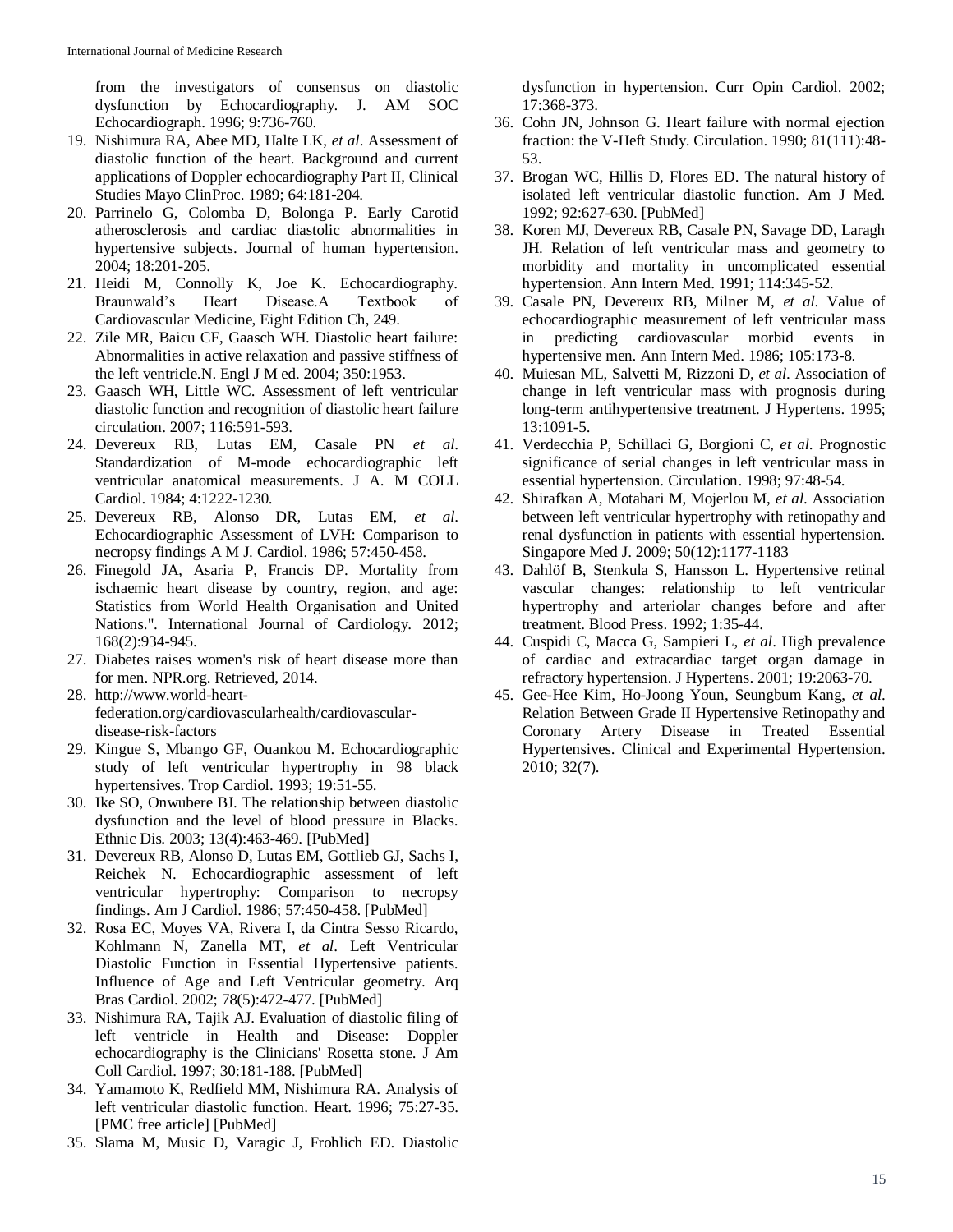from the investigators of consensus on diastolic dysfunction by Echocardiography. J. AM SOC Echocardiograph. 1996; 9:736-760.

19. Nishimura RA, Abee MD, Halte LK, *et al*. Assessment of diastolic function of the heart. Background and current applications of Doppler echocardiography Part II, Clinical Studies Mayo ClinProc. 1989; 64:181-204.
20. Parrinelo G, Colomba D, Bolonga P. Early Carotid atherosclerosis and cardiac diastolic abnormalities in hypertensive subjects. Journal of human hypertension. 2004; 18:201-205.
21. Heidi M, Connolly K, Joe K. Echocardiography. Braunwald's Heart Disease.A Textbook of Cardiovascular Medicine, Eight Edition Ch, 249.
22. Zile MR, Baicu CF, Gaasch WH. Diastolic heart failure: Abnormalities in active relaxation and passive stiffness of the left ventricle.N. Engl J M ed. 2004; 350:1953.
23. Gaasch WH, Little WC. Assessment of left ventricular diastolic function and recognition of diastolic heart failure circulation. 2007; 116:591-593.
24. Devereux RB, Lutas EM, Casale PN *et al*. Standardization of M-mode echocardiographic left ventricular anatomical measurements. J A. M COLL Cardiol. 1984; 4:1222-1230.
25. Devereux RB, Alonso DR, Lutas EM, *et al*. Echocardiographic Assessment of LVH: Comparison to necropsy findings A M J. Cardiol. 1986; 57:450-458.
26. Finegold JA, Asaria P, Francis DP. Mortality from ischaemic heart disease by country, region, and age: Statistics from World Health Organisation and United Nations.". International Journal of Cardiology. 2012; 168(2):934-945.
27. Diabetes raises women's risk of heart disease more than for men. NPR.org. Retrieved, 2014.
28. http://www.world-heart-federation.org/cardiovascularhealth/cardiovascular-disease-risk-factors
29. Kingue S, Mbango GF, Ouankou M. Echocardiographic study of left ventricular hypertrophy in 98 black hypertensives. Trop Cardiol. 1993; 19:51-55.
30. Ike SO, Onwubere BJ. The relationship between diastolic dysfunction and the level of blood pressure in Blacks. Ethnic Dis. 2003; 13(4):463-469. [PubMed]
31. Devereux RB, Alonso D, Lutas EM, Gottlieb GJ, Sachs I, Reichek N. Echocardiographic assessment of left ventricular hypertrophy: Comparison to necropsy findings. Am J Cardiol. 1986; 57:450-458. [PubMed]
32. Rosa EC, Moyes VA, Rivera I, da Cintra Sesso Ricardo, Kohlmann N, Zanella MT, *et al*. Left Ventricular Diastolic Function in Essential Hypertensive patients. Influence of Age and Left Ventricular geometry. Arq Bras Cardiol. 2002; 78(5):472-477. [PubMed]
33. Nishimura RA, Tajik AJ. Evaluation of diastolic filing of left ventricle in Health and Disease: Doppler echocardiography is the Clinicians' Rosetta stone. J Am Coll Cardiol. 1997; 30:181-188. [PubMed]
34. Yamamoto K, Redfield MM, Nishimura RA. Analysis of left ventricular diastolic function. Heart. 1996; 75:27-35. [PMC free article] [PubMed]
35. Slama M, Music D, Varagic J, Frohlich ED. Diastolic dysfunction in hypertension. Curr Opin Cardiol. 2002; 17:368-373.
36. Cohn JN, Johnson G. Heart failure with normal ejection fraction: the V-Heft Study. Circulation. 1990; 81(111):48-53.
37. Brogan WC, Hillis D, Flores ED. The natural history of isolated left ventricular diastolic function. Am J Med. 1992; 92:627-630. [PubMed]
38. Koren MJ, Devereux RB, Casale PN, Savage DD, Laragh JH. Relation of left ventricular mass and geometry to morbidity and mortality in uncomplicated essential hypertension. Ann Intern Med. 1991; 114:345-52.
39. Casale PN, Devereux RB, Milner M, *et al*. Value of echocardiographic measurement of left ventricular mass in predicting cardiovascular morbid events in hypertensive men. Ann Intern Med. 1986; 105:173-8.
40. Muiesan ML, Salvetti M, Rizzoni D, *et al*. Association of change in left ventricular mass with prognosis during long-term antihypertensive treatment. J Hypertens. 1995; 13:1091-5.
41. Verdecchia P, Schillaci G, Borgioni C, *et al*. Prognostic significance of serial changes in left ventricular mass in essential hypertension. Circulation. 1998; 97:48-54.
42. Shirafkan A, Motahari M, Mojerlou M, *et al*. Association between left ventricular hypertrophy with retinopathy and renal dysfunction in patients with essential hypertension. Singapore Med J. 2009; 50(12):1177-1183
43. Dahlöf B, Stenkula S, Hansson L. Hypertensive retinal vascular changes: relationship to left ventricular hypertrophy and arteriolar changes before and after treatment. Blood Press. 1992; 1:35-44.
44. Cuspidi C, Macca G, Sampieri L, *et al*. High prevalence of cardiac and extracardiac target organ damage in refractory hypertension. J Hypertens. 2001; 19:2063-70.
45. Gee-Hee Kim, Ho-Joong Youn, Seungbum Kang, *et al*. Relation Between Grade II Hypertensive Retinopathy and Coronary Artery Disease in Treated Essential Hypertensives. Clinical and Experimental Hypertension. 2010; 32(7).